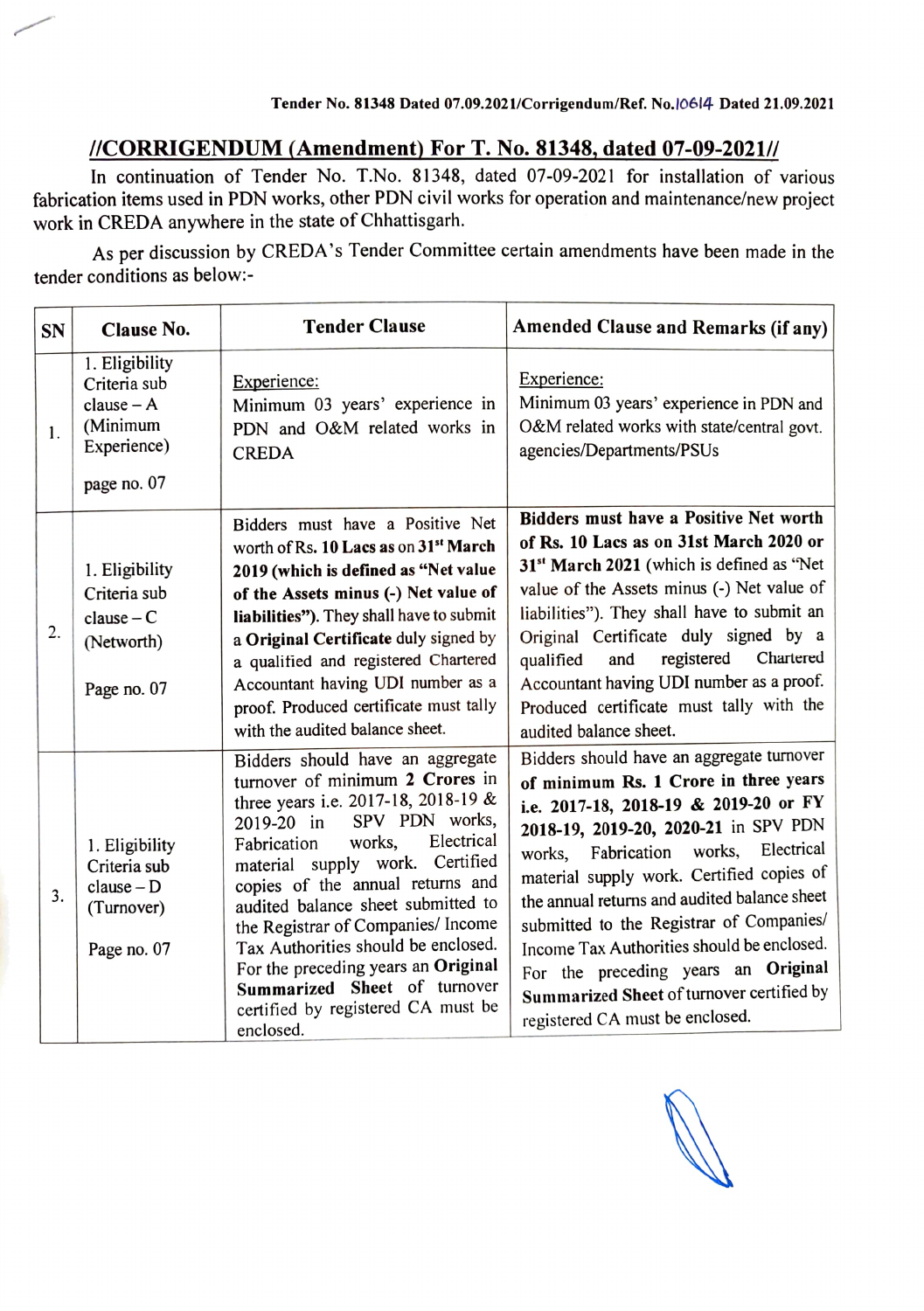**Tender No. 81348 Dated 07.09.2021/Corrigendum/Ref. No.10614 Dated 21.09.2021**

## //CORRIGENDUM (Amendment) For T. No. 81348, dated 07-09-2021//

In continuation of Tender No. T.No. 81348, dated 07-09-2021 for installation of various fabrication items used in PDN works, other PDN civil works for operation and maintenance/new project work in CREDA anywhere in the state of Chhattisgarh.

As per discussion by CREDA's Tender Committee certain amendments have been made in the tender conditions as below:-

| SN | Clause No. | Tender Clause | Amended Clause and Remarks (if any) |
|---|---|---|---|
| 1. | 1. Eligibility Criteria sub clause – A (Minimum Experience)<br><br>page no. 07 | Experience:<br>Minimum 03 years' experience in PDN and O&M related works in CREDA | Experience:<br>Minimum 03 years' experience in PDN and O&M related works with state/central govt. agencies/Departments/PSUs |
| 2. | 1. Eligibility Criteria sub clause – C (Networth)<br><br>Page no. 07 | Bidders must have a Positive Net worth of Rs. **10 Lacs as on 31st March 2019 (which is defined as "Net value of the Assets minus (-) Net value of liabilities")**. They shall have to submit a **Original Certificate** duly signed by a qualified and registered Chartered Accountant having UDI number as a proof. Produced certificate must tally with the audited balance sheet. | **Bidders must have a Positive Net worth of Rs. 10 Lacs as on 31st March 2020 or 31st March 2021** (which is defined as "Net value of the Assets minus (-) Net value of liabilities"). They shall have to submit an Original Certificate duly signed by a qualified and registered Chartered Accountant having UDI number as a proof. Produced certificate must tally with the audited balance sheet. |
| 3. | 1. Eligibility Criteria sub clause – D (Turnover)<br><br>Page no. 07 | Bidders should have an aggregate turnover of minimum **2 Crores** in three years i.e. 2017-18, 2018-19 & 2019-20 in SPV PDN works, Fabrication works, Electrical material supply work. Certified copies of the annual returns and audited balance sheet submitted to the Registrar of Companies/ Income Tax Authorities should be enclosed. For the preceding years an **Original Summarized Sheet** of turnover certified by registered CA must be enclosed. | Bidders should have an aggregate turnover **of minimum Rs. 1 Crore in three years i.e. 2017-18, 2018-19 & 2019-20 or FY 2018-19, 2019-20, 2020-21** in SPV PDN works, Fabrication works, Electrical material supply work. Certified copies of the annual returns and audited balance sheet submitted to the Registrar of Companies/ Income Tax Authorities should be enclosed. For the preceding years an **Original Summarized Sheet** of turnover certified by registered CA must be enclosed. |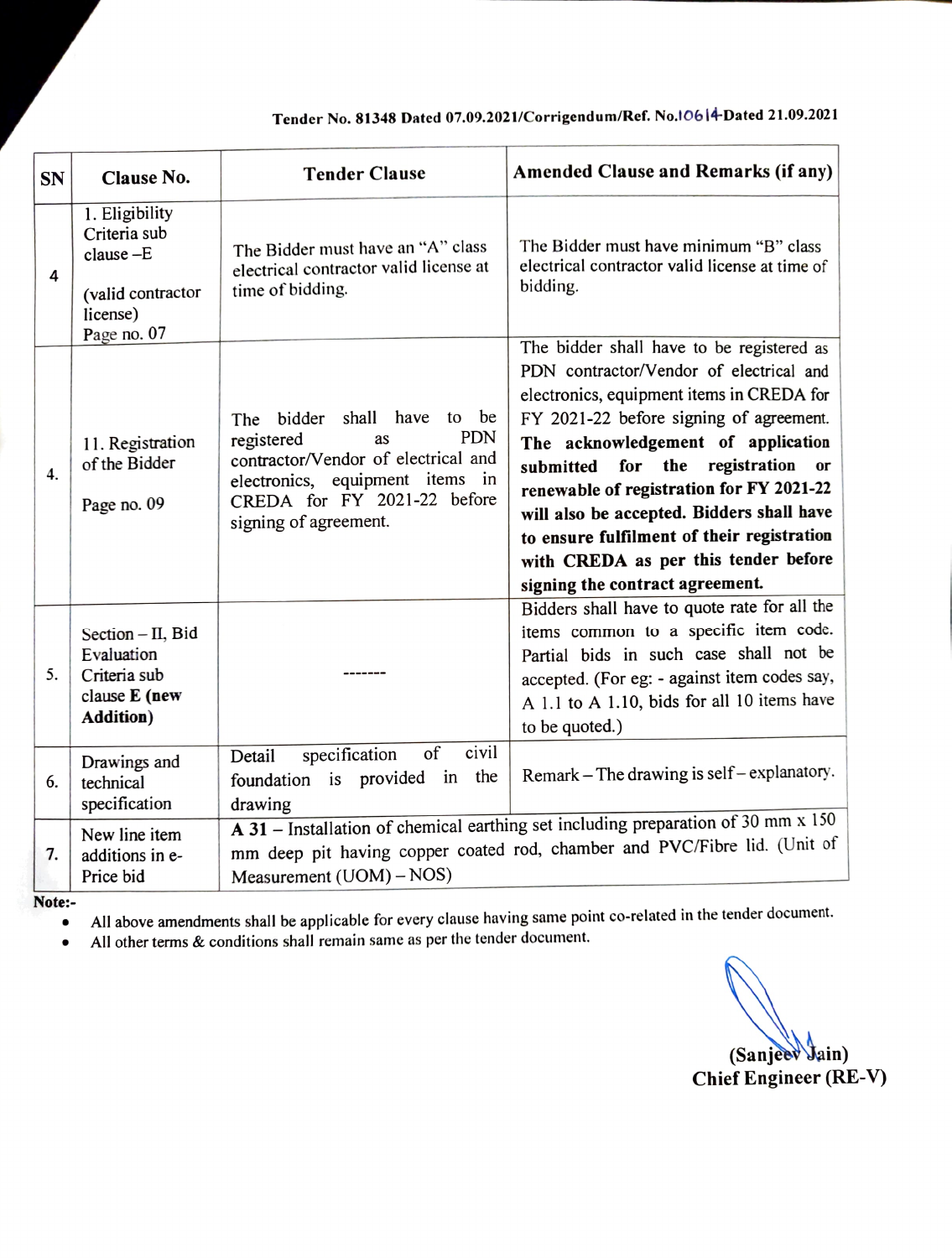**Tender No. 81348 Dated 07.09.2021/Corrigendum/Ref. No.10614-Dated 21.09.2021**

| SN | Clause No. | Tender Clause | Amended Clause and Remarks (if any) |
|---|---|---|---|
| 4 | 1. Eligibility Criteria sub clause –E (valid contractor license) Page no. 07 | The Bidder must have an "A" class electrical contractor valid license at time of bidding. | The Bidder must have minimum "B" class electrical contractor valid license at time of bidding. |
| 4. | 11. Registration of the Bidder Page no. 09 | The bidder shall have to be registered as PDN contractor/Vendor of electrical and electronics, equipment items in CREDA for FY 2021-22 before signing of agreement. | The bidder shall have to be registered as PDN contractor/Vendor of electrical and electronics, equipment items in CREDA for FY 2021-22 before signing of agreement. **The acknowledgement of application submitted for the registration or renewable of registration for FY 2021-22 will also be accepted. Bidders shall have to ensure fulfilment of their registration with CREDA as per this tender before signing the contract agreement.** |
| 5. | Section – II, Bid Evaluation Criteria sub clause **E (new Addition)** | ------- | Bidders shall have to quote rate for all the items common to a specific item code. Partial bids in such case shall not be accepted. (For eg: - against item codes say, A 1.1 to A 1.10, bids for all 10 items have to be quoted.) |
| 6. | Drawings and technical specification | Detail specification of civil foundation is provided in the drawing | Remark – The drawing is self – explanatory. |
| 7. | New line item additions in e-Price bid | **A 31** – Installation of chemical earthing set including preparation of 30 mm x 150 mm deep pit having copper coated rod, chamber and PVC/Fibre lid. (Unit of Measurement (UOM) – NOS) | |

**Note:-**

- All above amendments shall be applicable for every clause having same point co-related in the tender document.
- All other terms & conditions shall remain same as per the tender document.

**(Sanjeev Jain)**
**Chief Engineer (RE-V)**